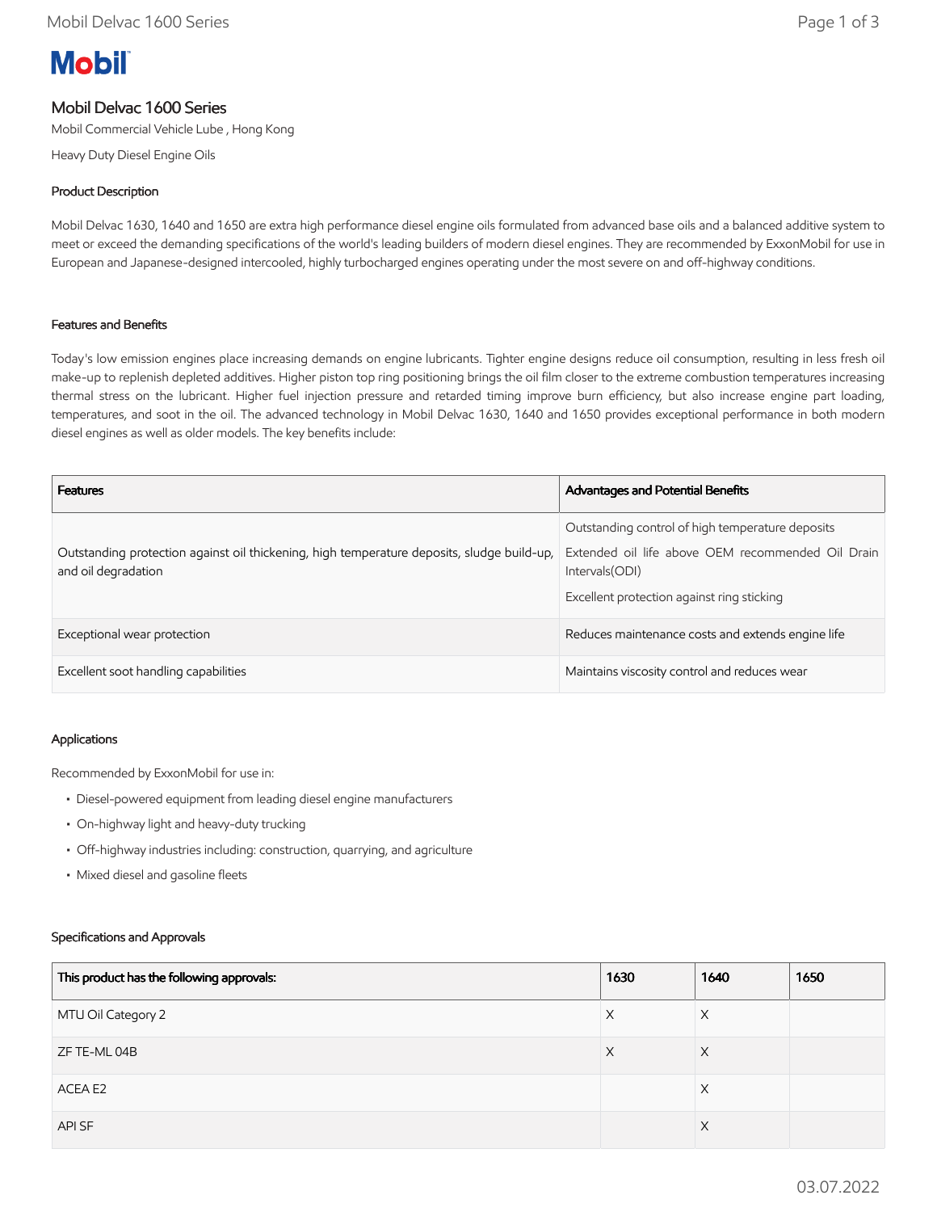Mobil

# Mobil Delvac 1600 Series

Mobil Commercial Vehicle Lube , Hong Kong

Heavy Duty Diesel Engine Oils

## Product Description

Mobil Delvac 1630, 1640 and 1650 are extra high performance diesel engine oils formulated from advanced base oils and a balanced additive system to meet or exceed the demanding specifications of the world's leading builders of modern diesel engines. They are recommended by ExxonMobil for use in European and Japanese-designed intercooled, highly turbocharged engines operating under the most severe on and off-highway conditions.

## Features and Benefits

Today's low emission engines place increasing demands on engine lubricants. Tighter engine designs reduce oil consumption, resulting in less fresh oil make-up to replenish depleted additives. Higher piston top ring positioning brings the oil film closer to the extreme combustion temperatures increasing thermal stress on the lubricant. Higher fuel injection pressure and retarded timing improve burn efficiency, but also increase engine part loading, temperatures, and soot in the oil. The advanced technology in Mobil Delvac 1630, 1640 and 1650 provides exceptional performance in both modern diesel engines as well as older models. The key benefits include:

| Features | Advantages and Potential Benefits |
|---|---|
| Outstanding protection against oil thickening, high temperature deposits, sludge build-up, and oil degradation | Outstanding control of high temperature deposits<br>Extended oil life above OEM recommended Oil Drain Intervals(ODI)<br>Excellent protection against ring sticking |
| Exceptional wear protection | Reduces maintenance costs and extends engine life |
| Excellent soot handling capabilities | Maintains viscosity control and reduces wear |

## Applications

Recommended by ExxonMobil for use in:

- Diesel-powered equipment from leading diesel engine manufacturers
- On-highway light and heavy-duty trucking
- Off-highway industries including: construction, quarrying, and agriculture
- Mixed diesel and gasoline fleets

## Specifications and Approvals

| This product has the following approvals: | 1630 | 1640 | 1650 |
|---|---|---|---|
| MTU Oil Category 2 | X | X | |
| ZF TE-ML 04B | X | X | |
| ACEA E2 | | X | |
| API SF | | X | |

03.07.2022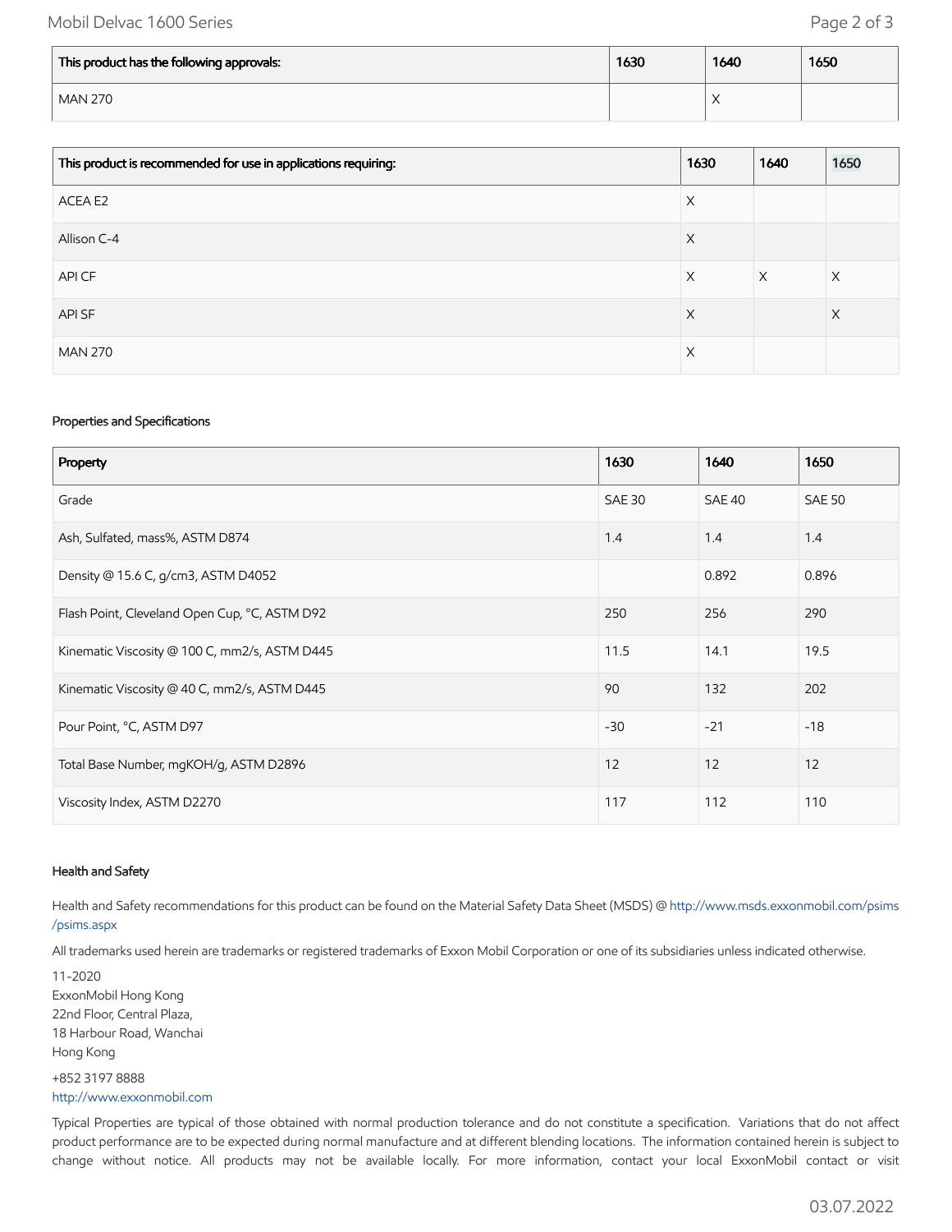| This product has the following approvals: | 1630 | 1640 | 1650 |
|---|---|---|---|
| MAN 270 | | X | |

| This product is recommended for use in applications requiring: | 1630 | 1640 | 1650 |
|---|---|---|---|
| ACEA E2 | X | | |
| Allison C-4 | X | | |
| API CF | X | X | X |
| API SF | X | | X |
| MAN 270 | X | | |

### Properties and Specifications

| Property | 1630 | 1640 | 1650 |
|---|---|---|---|
| Grade | SAE 30 | SAE 40 | SAE 50 |
| Ash, Sulfated, mass%, ASTM D874 | 1.4 | 1.4 | 1.4 |
| Density @ 15.6 C, g/cm3, ASTM D4052 | | 0.892 | 0.896 |
| Flash Point, Cleveland Open Cup, °C, ASTM D92 | 250 | 256 | 290 |
| Kinematic Viscosity @ 100 C, mm2/s, ASTM D445 | 11.5 | 14.1 | 19.5 |
| Kinematic Viscosity @ 40 C, mm2/s, ASTM D445 | 90 | 132 | 202 |
| Pour Point, °C, ASTM D97 | -30 | -21 | -18 |
| Total Base Number, mgKOH/g, ASTM D2896 | 12 | 12 | 12 |
| Viscosity Index, ASTM D2270 | 117 | 112 | 110 |

### Health and Safety

Health and Safety recommendations for this product can be found on the Material Safety Data Sheet (MSDS) @ http://www.msds.exxonmobil.com/psims/psims.aspx

All trademarks used herein are trademarks or registered trademarks of Exxon Mobil Corporation or one of its subsidiaries unless indicated otherwise.

11-2020
ExxonMobil Hong Kong
22nd Floor, Central Plaza,
18 Harbour Road, Wanchai
Hong Kong

+852 3197 8888
http://www.exxonmobil.com

Typical Properties are typical of those obtained with normal production tolerance and do not constitute a specification. Variations that do not affect product performance are to be expected during normal manufacture and at different blending locations. The information contained herein is subject to change without notice. All products may not be available locally. For more information, contact your local ExxonMobil contact or visit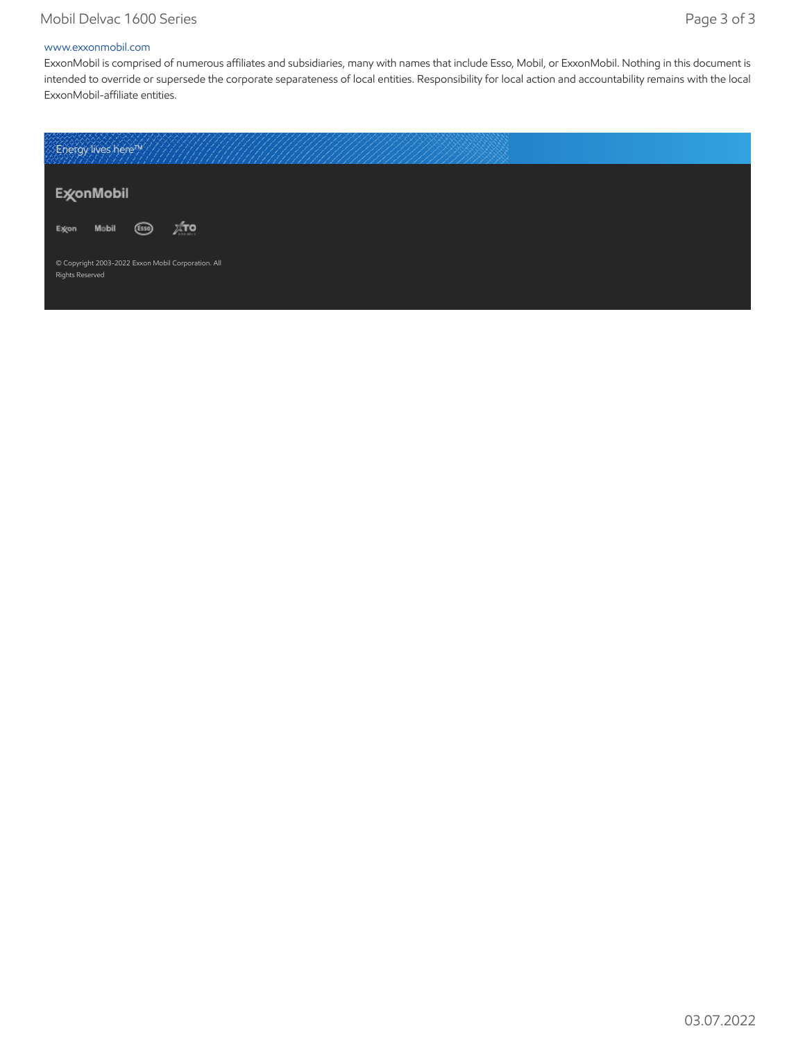www.exxonmobil.com

ExxonMobil is comprised of numerous affiliates and subsidiaries, many with names that include Esso, Mobil, or ExxonMobil. Nothing in this document is intended to override or supersede the corporate separateness of local entities. Responsibility for local action and accountability remains with the local ExxonMobil-affiliate entities.

Energy lives here™

ExxonMobil

Exxon Mobil Esso XTO

© Copyright 2003-2022 Exxon Mobil Corporation. All Rights Reserved

03.07.2022